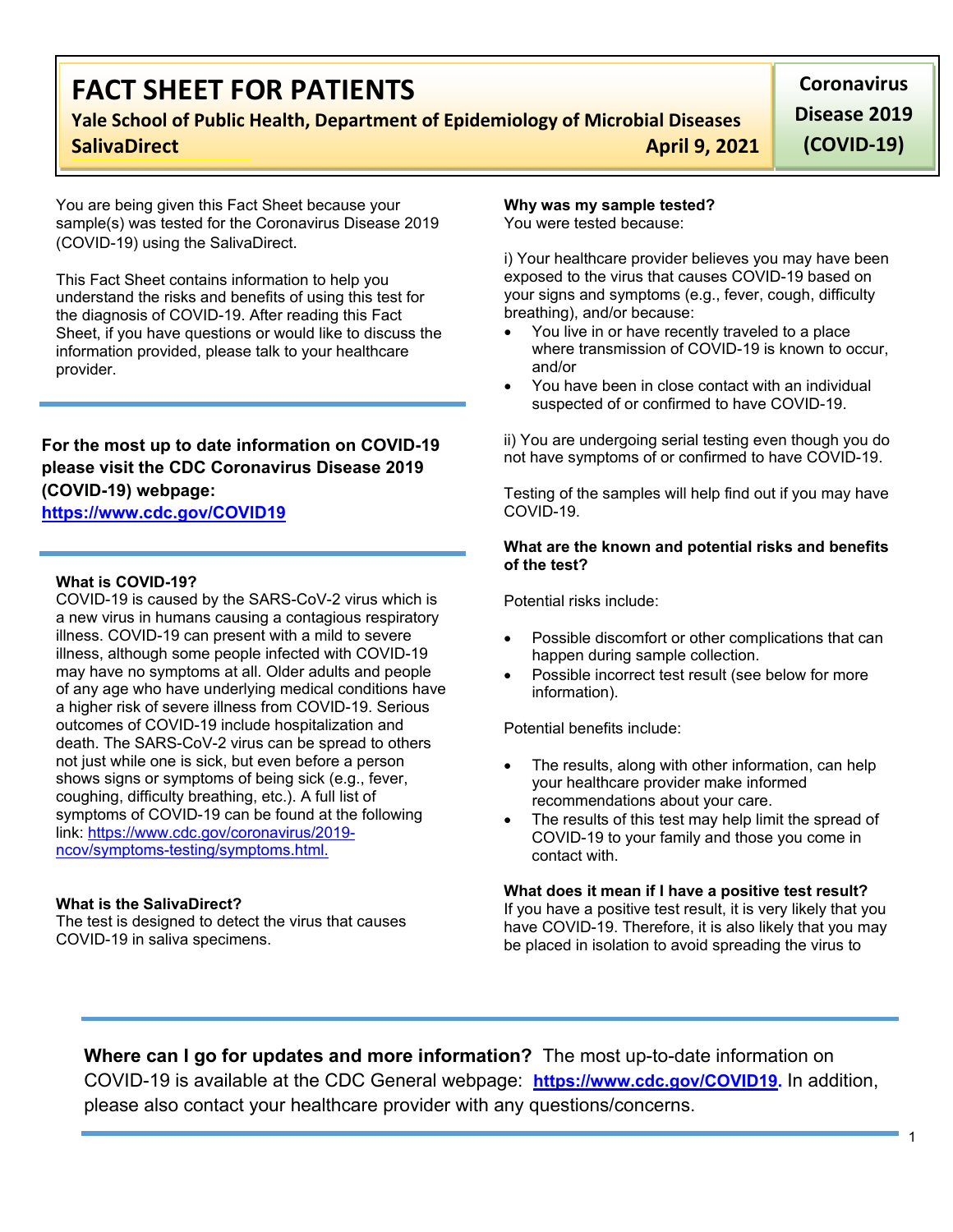# FACT SHEET FOR PATIENTS

**Yale School of Public Health, Department of Epidemiology of Microbial Diseases**

**SalivaDirect** **April 9, 2021**

**Coronavirus Disease 2019 (COVID-19)**

You are being given this Fact Sheet because your sample(s) was tested for the Coronavirus Disease 2019 (COVID-19) using the SalivaDirect.

This Fact Sheet contains information to help you understand the risks and benefits of using this test for the diagnosis of COVID-19. After reading this Fact Sheet, if you have questions or would like to discuss the information provided, please talk to your healthcare provider.

**For the most up to date information on COVID-19 please visit the CDC Coronavirus Disease 2019 (COVID-19) webpage:**
**https://www.cdc.gov/COVID19**

### What is COVID-19?

COVID-19 is caused by the SARS-CoV-2 virus which is a new virus in humans causing a contagious respiratory illness. COVID-19 can present with a mild to severe illness, although some people infected with COVID-19 may have no symptoms at all. Older adults and people of any age who have underlying medical conditions have a higher risk of severe illness from COVID-19. Serious outcomes of COVID-19 include hospitalization and death. The SARS-CoV-2 virus can be spread to others not just while one is sick, but even before a person shows signs or symptoms of being sick (e.g., fever, coughing, difficulty breathing, etc.). A full list of symptoms of COVID-19 can be found at the following link: https://www.cdc.gov/coronavirus/2019-ncov/symptoms-testing/symptoms.html.

### What is the SalivaDirect?

The test is designed to detect the virus that causes COVID-19 in saliva specimens.

### Why was my sample tested?

You were tested because:

i) Your healthcare provider believes you may have been exposed to the virus that causes COVID-19 based on your signs and symptoms (e.g., fever, cough, difficulty breathing), and/or because:

- You live in or have recently traveled to a place where transmission of COVID-19 is known to occur, and/or
- You have been in close contact with an individual suspected of or confirmed to have COVID-19.

ii) You are undergoing serial testing even though you do not have symptoms of or confirmed to have COVID-19.

Testing of the samples will help find out if you may have COVID-19.

### What are the known and potential risks and benefits of the test?

Potential risks include:

- Possible discomfort or other complications that can happen during sample collection.
- Possible incorrect test result (see below for more information).

Potential benefits include:

- The results, along with other information, can help your healthcare provider make informed recommendations about your care.
- The results of this test may help limit the spread of COVID-19 to your family and those you come in contact with.

### What does it mean if I have a positive test result?

If you have a positive test result, it is very likely that you have COVID-19. Therefore, it is also likely that you may be placed in isolation to avoid spreading the virus to

---

**Where can I go for updates and more information?** The most up-to-date information on COVID-19 is available at the CDC General webpage: **https://www.cdc.gov/COVID19**. In addition, please also contact your healthcare provider with any questions/concerns.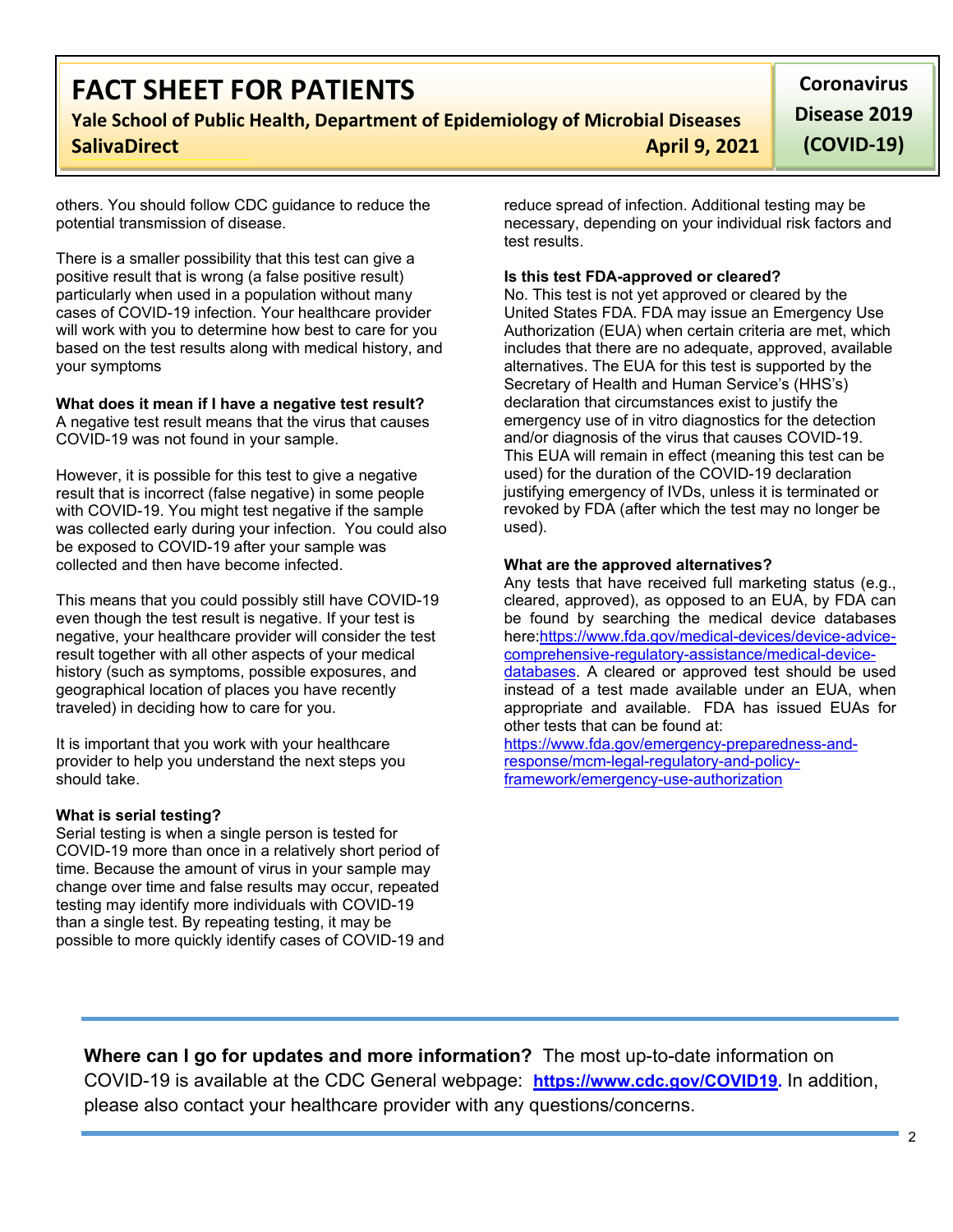others. You should follow CDC guidance to reduce the potential transmission of disease.

There is a smaller possibility that this test can give a positive result that is wrong (a false positive result) particularly when used in a population without many cases of COVID-19 infection. Your healthcare provider will work with you to determine how best to care for you based on the test results along with medical history, and your symptoms

**What does it mean if I have a negative test result?**
A negative test result means that the virus that causes COVID-19 was not found in your sample.

However, it is possible for this test to give a negative result that is incorrect (false negative) in some people with COVID-19. You might test negative if the sample was collected early during your infection. You could also be exposed to COVID-19 after your sample was collected and then have become infected.

This means that you could possibly still have COVID-19 even though the test result is negative. If your test is negative, your healthcare provider will consider the test result together with all other aspects of your medical history (such as symptoms, possible exposures, and geographical location of places you have recently traveled) in deciding how to care for you.

It is important that you work with your healthcare provider to help you understand the next steps you should take.

**What is serial testing?**
Serial testing is when a single person is tested for COVID-19 more than once in a relatively short period of time. Because the amount of virus in your sample may change over time and false results may occur, repeated testing may identify more individuals with COVID-19 than a single test. By repeating testing, it may be possible to more quickly identify cases of COVID-19 and reduce spread of infection. Additional testing may be necessary, depending on your individual risk factors and test results.

**Is this test FDA-approved or cleared?**
No. This test is not yet approved or cleared by the United States FDA. FDA may issue an Emergency Use Authorization (EUA) when certain criteria are met, which includes that there are no adequate, approved, available alternatives. The EUA for this test is supported by the Secretary of Health and Human Service's (HHS's) declaration that circumstances exist to justify the emergency use of in vitro diagnostics for the detection and/or diagnosis of the virus that causes COVID-19. This EUA will remain in effect (meaning this test can be used) for the duration of the COVID-19 declaration justifying emergency of IVDs, unless it is terminated or revoked by FDA (after which the test may no longer be used).

**What are the approved alternatives?**
Any tests that have received full marketing status (e.g., cleared, approved), as opposed to an EUA, by FDA can be found by searching the medical device databases here:https://www.fda.gov/medical-devices/device-advice-comprehensive-regulatory-assistance/medical-device-databases. A cleared or approved test should be used instead of a test made available under an EUA, when appropriate and available. FDA has issued EUAs for other tests that can be found at:
https://www.fda.gov/emergency-preparedness-and-response/mcm-legal-regulatory-and-policy-framework/emergency-use-authorization

**Where can I go for updates and more information?** The most up-to-date information on COVID-19 is available at the CDC General webpage: **https://www.cdc.gov/COVID19.** In addition, please also contact your healthcare provider with any questions/concerns.